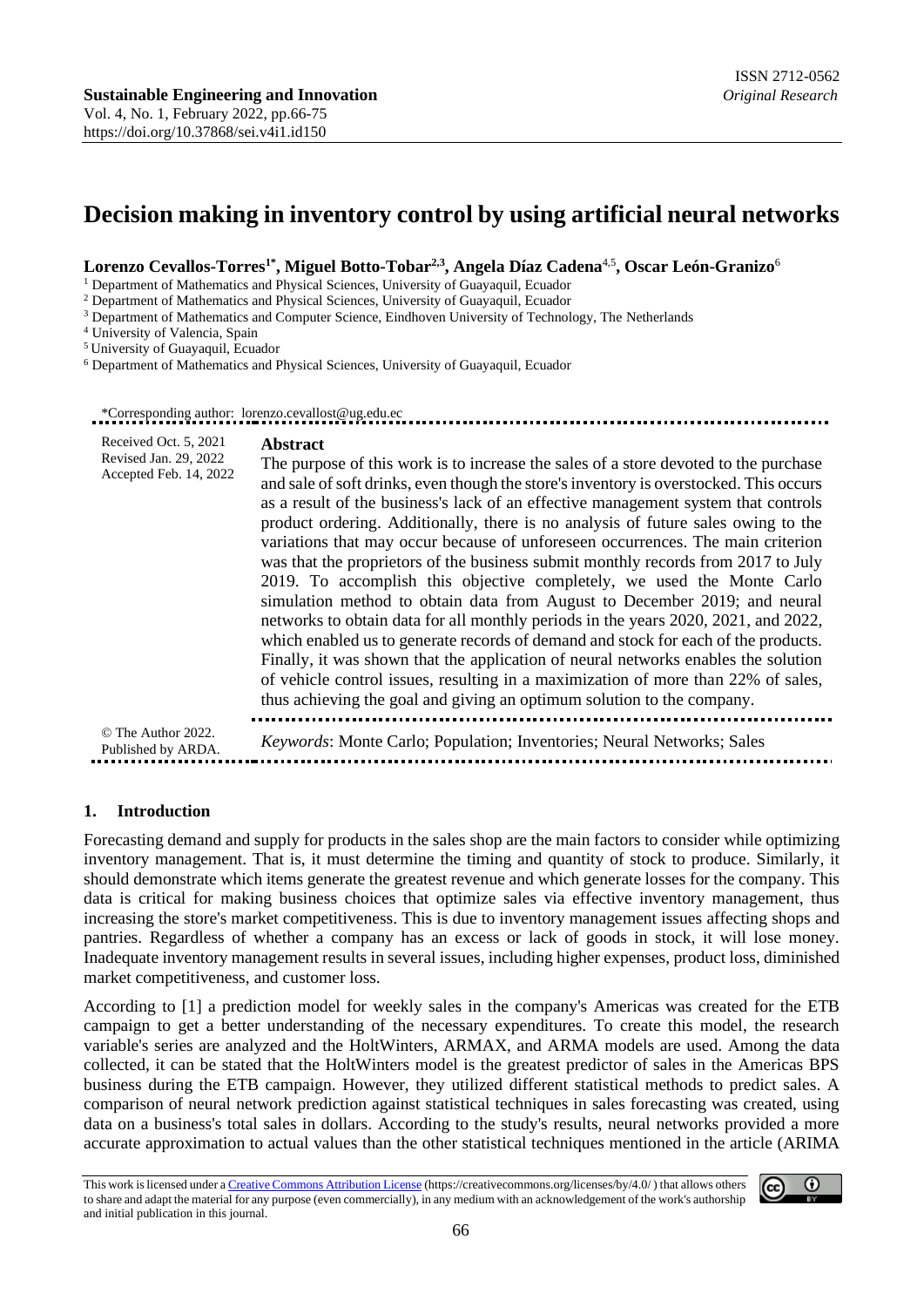# Decision making in inventory control by using artificial neural networks

**Lorenzo Cevallos-Torres[1*], Miguel Botto-Tobar[2,3], Angela Díaz Cadena[4,5], Oscar León-Granizo[6]**

[1] Department of Mathematics and Physical Sciences, University of Guayaquil, Ecuador
[2] Department of Mathematics and Physical Sciences, University of Guayaquil, Ecuador
[3] Department of Mathematics and Computer Science, Eindhoven University of Technology, The Netherlands
[4] University of Valencia, Spain
[5] University of Guayaquil, Ecuador
[6] Department of Mathematics and Physical Sciences, University of Guayaquil, Ecuador

*Corresponding author: lorenzo.cevallost@ug.edu.ec

Received Oct. 5, 2021
Revised Jan. 29, 2022
Accepted Feb. 14, 2022

**Abstract**

The purpose of this work is to increase the sales of a store devoted to the purchase and sale of soft drinks, even though the store's inventory is overstocked. This occurs as a result of the business's lack of an effective management system that controls product ordering. Additionally, there is no analysis of future sales owing to the variations that may occur because of unforeseen occurrences. The main criterion was that the proprietors of the business submit monthly records from 2017 to July 2019. To accomplish this objective completely, we used the Monte Carlo simulation method to obtain data from August to December 2019; and neural networks to obtain data for all monthly periods in the years 2020, 2021, and 2022, which enabled us to generate records of demand and stock for each of the products. Finally, it was shown that the application of neural networks enables the solution of vehicle control issues, resulting in a maximization of more than 22% of sales, thus achieving the goal and giving an optimum solution to the company.

© The Author 2022.
Published by ARDA.

*Keywords*: Monte Carlo; Population; Inventories; Neural Networks; Sales

## 1. Introduction

Forecasting demand and supply for products in the sales shop are the main factors to consider while optimizing inventory management. That is, it must determine the timing and quantity of stock to produce. Similarly, it should demonstrate which items generate the greatest revenue and which generate losses for the company. This data is critical for making business choices that optimize sales via effective inventory management, thus increasing the store's market competitiveness. This is due to inventory management issues affecting shops and pantries. Regardless of whether a company has an excess or lack of goods in stock, it will lose money. Inadequate inventory management results in several issues, including higher expenses, product loss, diminished market competitiveness, and customer loss.

According to [1] a prediction model for weekly sales in the company's Americas was created for the ETB campaign to get a better understanding of the necessary expenditures. To create this model, the research variable's series are analyzed and the HoltWinters, ARMAX, and ARMA models are used. Among the data collected, it can be stated that the HoltWinters model is the greatest predictor of sales in the Americas BPS business during the ETB campaign. However, they utilized different statistical methods to predict sales. A comparison of neural network prediction against statistical techniques in sales forecasting was created, using data on a business's total sales in dollars. According to the study's results, neural networks provided a more accurate approximation to actual values than the other statistical techniques mentioned in the article (ARIMA

This work is licensed under a Creative Commons Attribution License (https://creativecommons.org/licenses/by/4.0/) that allows others to share and adapt the material for any purpose (even commercially), in any medium with an acknowledgement of the work's authorship and initial publication in this journal.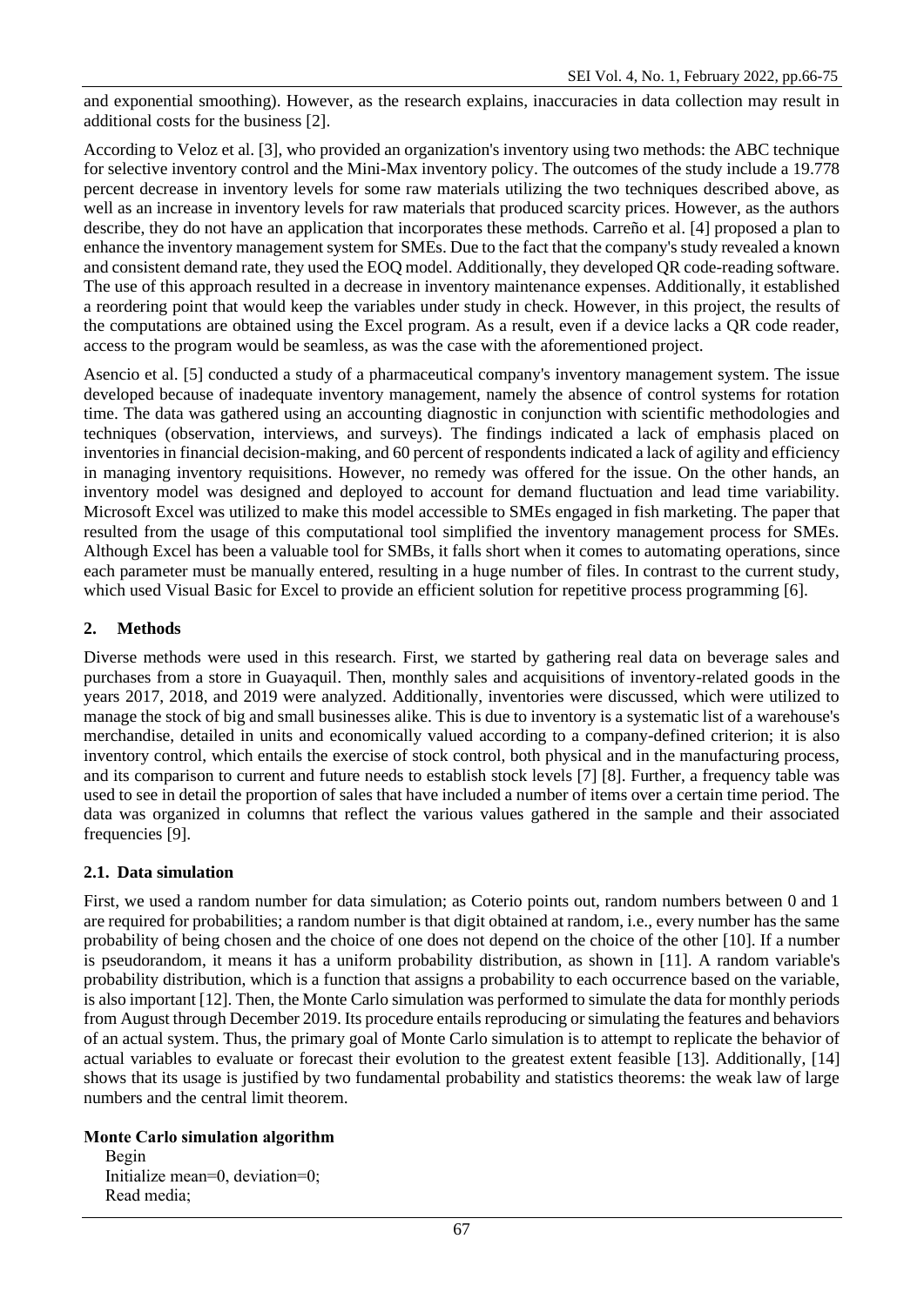and exponential smoothing). However, as the research explains, inaccuracies in data collection may result in additional costs for the business [2].

According to Veloz et al. [3], who provided an organization's inventory using two methods: the ABC technique for selective inventory control and the Mini-Max inventory policy. The outcomes of the study include a 19.778 percent decrease in inventory levels for some raw materials utilizing the two techniques described above, as well as an increase in inventory levels for raw materials that produced scarcity prices. However, as the authors describe, they do not have an application that incorporates these methods. Carreño et al. [4] proposed a plan to enhance the inventory management system for SMEs. Due to the fact that the company's study revealed a known and consistent demand rate, they used the EOQ model. Additionally, they developed QR code-reading software. The use of this approach resulted in a decrease in inventory maintenance expenses. Additionally, it established a reordering point that would keep the variables under study in check. However, in this project, the results of the computations are obtained using the Excel program. As a result, even if a device lacks a QR code reader, access to the program would be seamless, as was the case with the aforementioned project.

Asencio et al. [5] conducted a study of a pharmaceutical company's inventory management system. The issue developed because of inadequate inventory management, namely the absence of control systems for rotation time. The data was gathered using an accounting diagnostic in conjunction with scientific methodologies and techniques (observation, interviews, and surveys). The findings indicated a lack of emphasis placed on inventories in financial decision-making, and 60 percent of respondents indicated a lack of agility and efficiency in managing inventory requisitions. However, no remedy was offered for the issue. On the other hands, an inventory model was designed and deployed to account for demand fluctuation and lead time variability. Microsoft Excel was utilized to make this model accessible to SMEs engaged in fish marketing. The paper that resulted from the usage of this computational tool simplified the inventory management process for SMEs. Although Excel has been a valuable tool for SMBs, it falls short when it comes to automating operations, since each parameter must be manually entered, resulting in a huge number of files. In contrast to the current study, which used Visual Basic for Excel to provide an efficient solution for repetitive process programming [6].

## 2. Methods

Diverse methods were used in this research. First, we started by gathering real data on beverage sales and purchases from a store in Guayaquil. Then, monthly sales and acquisitions of inventory-related goods in the years 2017, 2018, and 2019 were analyzed. Additionally, inventories were discussed, which were utilized to manage the stock of big and small businesses alike. This is due to inventory is a systematic list of a warehouse's merchandise, detailed in units and economically valued according to a company-defined criterion; it is also inventory control, which entails the exercise of stock control, both physical and in the manufacturing process, and its comparison to current and future needs to establish stock levels [7] [8]. Further, a frequency table was used to see in detail the proportion of sales that have included a number of items over a certain time period. The data was organized in columns that reflect the various values gathered in the sample and their associated frequencies [9].

### 2.1. Data simulation

First, we used a random number for data simulation; as Coterio points out, random numbers between 0 and 1 are required for probabilities; a random number is that digit obtained at random, i.e., every number has the same probability of being chosen and the choice of one does not depend on the choice of the other [10]. If a number is pseudorandom, it means it has a uniform probability distribution, as shown in [11]. A random variable's probability distribution, which is a function that assigns a probability to each occurrence based on the variable, is also important [12]. Then, the Monte Carlo simulation was performed to simulate the data for monthly periods from August through December 2019. Its procedure entails reproducing or simulating the features and behaviors of an actual system. Thus, the primary goal of Monte Carlo simulation is to attempt to replicate the behavior of actual variables to evaluate or forecast their evolution to the greatest extent feasible [13]. Additionally, [14] shows that its usage is justified by two fundamental probability and statistics theorems: the weak law of large numbers and the central limit theorem.

**Monte Carlo simulation algorithm**

```
Begin
Initialize mean=0, deviation=0;
Read media;
```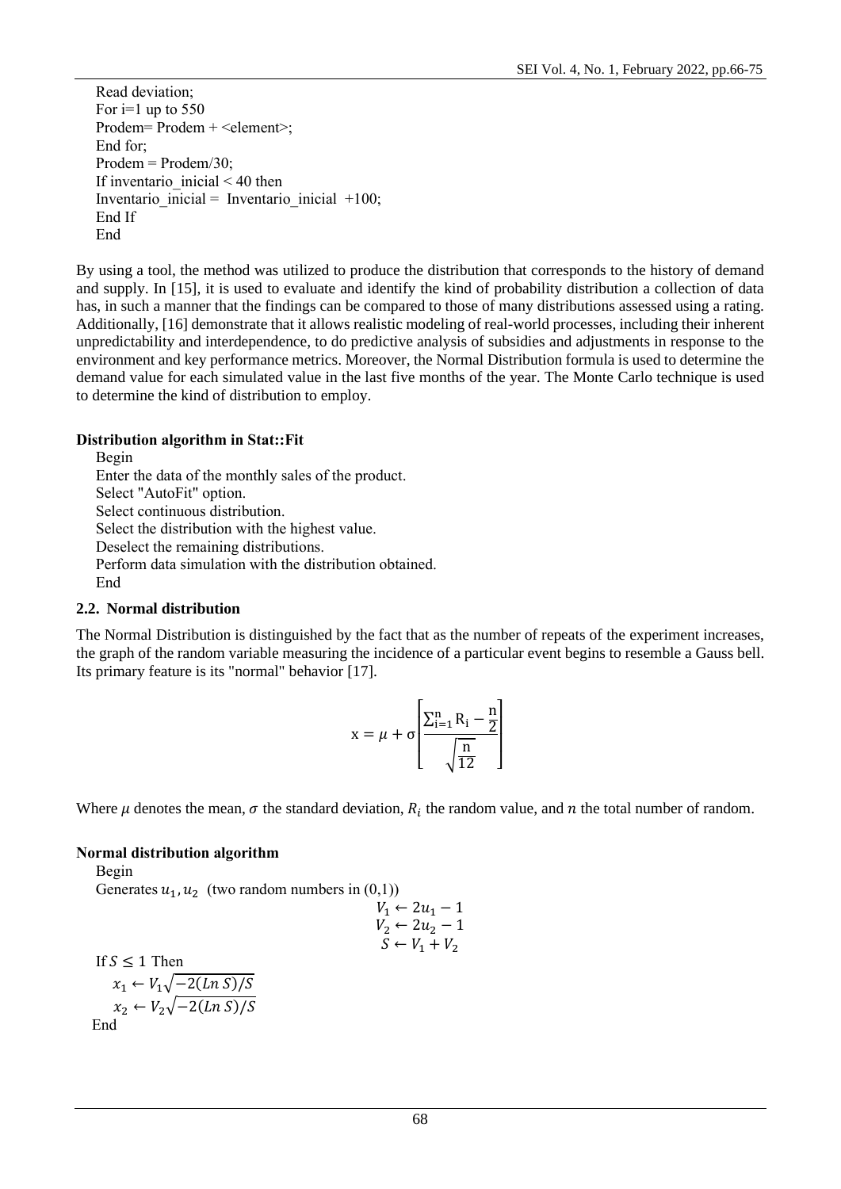```
Read deviation;
For i=1 up to 550
Prodem= Prodem + <element>;
End for;
Prodem = Prodem/30;
If inventario_inicial < 40 then
Inventario_inicial =  Inventario_inicial  +100;
End If
End
```

By using a tool, the method was utilized to produce the distribution that corresponds to the history of demand and supply. In [15], it is used to evaluate and identify the kind of probability distribution a collection of data has, in such a manner that the findings can be compared to those of many distributions assessed using a rating. Additionally, [16] demonstrate that it allows realistic modeling of real-world processes, including their inherent unpredictability and interdependence, to do predictive analysis of subsidies and adjustments in response to the environment and key performance metrics. Moreover, the Normal Distribution formula is used to determine the demand value for each simulated value in the last five months of the year. The Monte Carlo technique is used to determine the kind of distribution to employ.

**Distribution algorithm in Stat::Fit**

```
Begin
Enter the data of the monthly sales of the product.
Select "AutoFit" option.
Select continuous distribution.
Select the distribution with the highest value.
Deselect the remaining distributions.
Perform data simulation with the distribution obtained.
End
```

### 2.2. Normal distribution

The Normal Distribution is distinguished by the fact that as the number of repeats of the experiment increases, the graph of the random variable measuring the incidence of a particular event begins to resemble a Gauss bell. Its primary feature is its "normal" behavior [17].

$$x = \mu + \sigma\left[\frac{\sum_{i=1}^{n} R_i - \frac{n}{2}}{\sqrt{\frac{n}{12}}}\right]$$

Where $\mu$ denotes the mean, $\sigma$ the standard deviation, $R_i$ the random value, and $n$ the total number of random.

**Normal distribution algorithm**

Begin

Generates $u_1, u_2$ (two random numbers in (0,1))

$$V_1 \leftarrow 2u_1 - 1$$
$$V_2 \leftarrow 2u_2 - 1$$
$$S \leftarrow V_1 + V_2$$

If $S \leq 1$ Then

$x_1 \leftarrow V_1\sqrt{-2(Ln\ S)/S}$

$x_2 \leftarrow V_2\sqrt{-2(Ln\ S)/S}$

End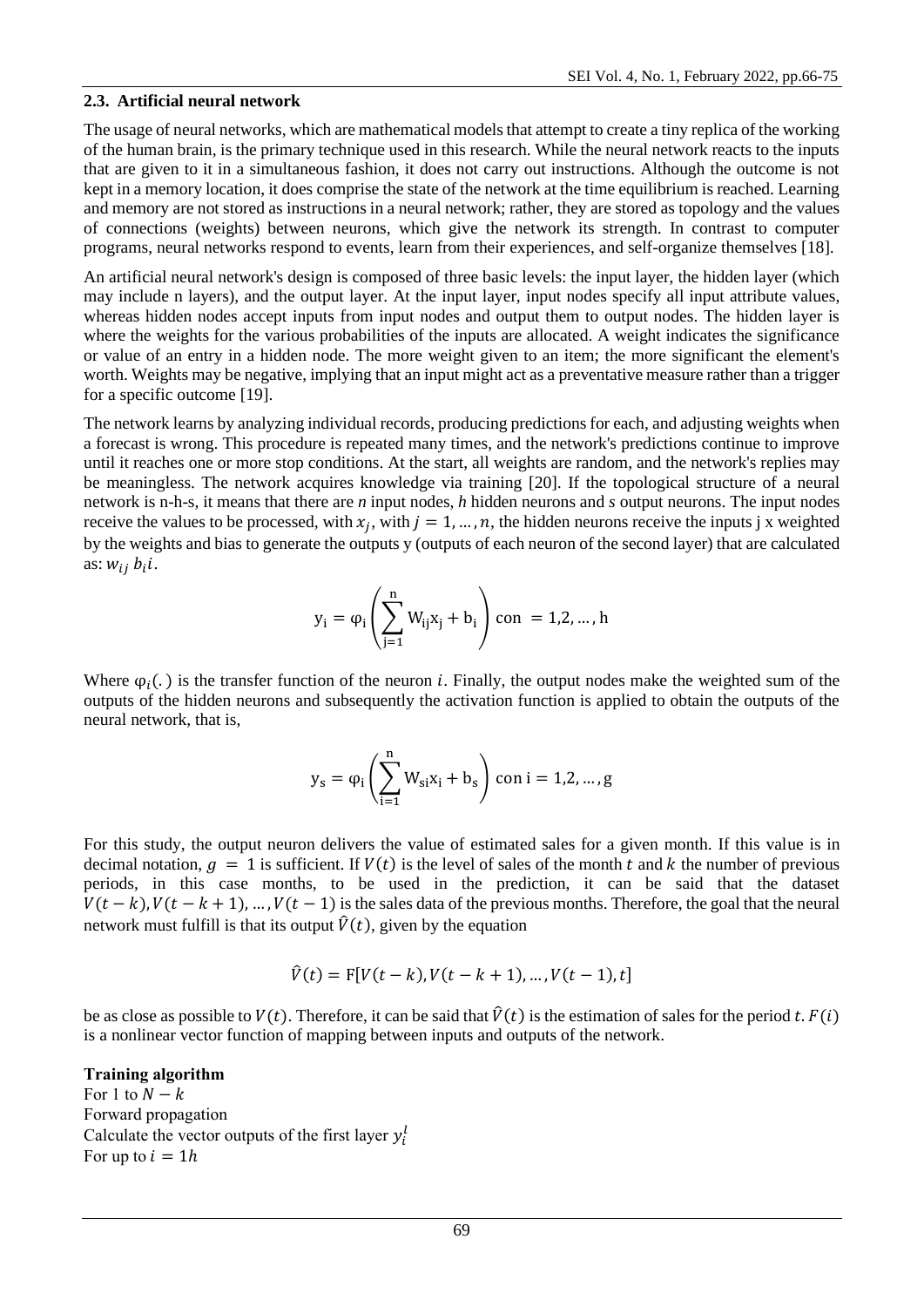### 2.3. Artificial neural network

The usage of neural networks, which are mathematical models that attempt to create a tiny replica of the working of the human brain, is the primary technique used in this research. While the neural network reacts to the inputs that are given to it in a simultaneous fashion, it does not carry out instructions. Although the outcome is not kept in a memory location, it does comprise the state of the network at the time equilibrium is reached. Learning and memory are not stored as instructions in a neural network; rather, they are stored as topology and the values of connections (weights) between neurons, which give the network its strength. In contrast to computer programs, neural networks respond to events, learn from their experiences, and self-organize themselves [18].

An artificial neural network's design is composed of three basic levels: the input layer, the hidden layer (which may include n layers), and the output layer. At the input layer, input nodes specify all input attribute values, whereas hidden nodes accept inputs from input nodes and output them to output nodes. The hidden layer is where the weights for the various probabilities of the inputs are allocated. A weight indicates the significance or value of an entry in a hidden node. The more weight given to an item; the more significant the element's worth. Weights may be negative, implying that an input might act as a preventative measure rather than a trigger for a specific outcome [19].

The network learns by analyzing individual records, producing predictions for each, and adjusting weights when a forecast is wrong. This procedure is repeated many times, and the network's predictions continue to improve until it reaches one or more stop conditions. At the start, all weights are random, and the network's replies may be meaningless. The network acquires knowledge via training [20]. If the topological structure of a neural network is n-h-s, it means that there are *n* input nodes, *h* hidden neurons and *s* output neurons. The input nodes receive the values to be processed, with $x_j$, with $j = 1, \ldots, n$, the hidden neurons receive the inputs j x weighted by the weights and bias to generate the outputs y (outputs of each neuron of the second layer) that are calculated as: $w_{ij}\ b_i i$.

$$y_i = \varphi_i \left( \sum_{j=1}^{n} W_{ij} x_j + b_i \right) \text{con } = 1,2, \ldots, h$$

Where $\varphi_i(.)$ is the transfer function of the neuron $i$. Finally, the output nodes make the weighted sum of the outputs of the hidden neurons and subsequently the activation function is applied to obtain the outputs of the neural network, that is,

$$y_s = \varphi_i \left( \sum_{i=1}^{n} W_{si} x_i + b_s \right) \text{con i} = 1,2, \ldots, g$$

For this study, the output neuron delivers the value of estimated sales for a given month. If this value is in decimal notation, $g = 1$ is sufficient. If $V(t)$ is the level of sales of the month $t$ and $k$ the number of previous periods, in this case months, to be used in the prediction, it can be said that the dataset $V(t-k), V(t-k+1), \ldots, V(t-1)$ is the sales data of the previous months. Therefore, the goal that the neural network must fulfill is that its output $\hat{V}(t)$, given by the equation

$$\hat{V}(t) = \mathrm{F}[V(t-k), V(t-k+1), \ldots, V(t-1), t]$$

be as close as possible to $V(t)$. Therefore, it can be said that $\hat{V}(t)$ is the estimation of sales for the period $t$. $F(i)$ is a nonlinear vector function of mapping between inputs and outputs of the network.

**Training algorithm**

For 1 to $N - k$
Forward propagation
Calculate the vector outputs of the first layer $y_i^l$
For up to $i = 1h$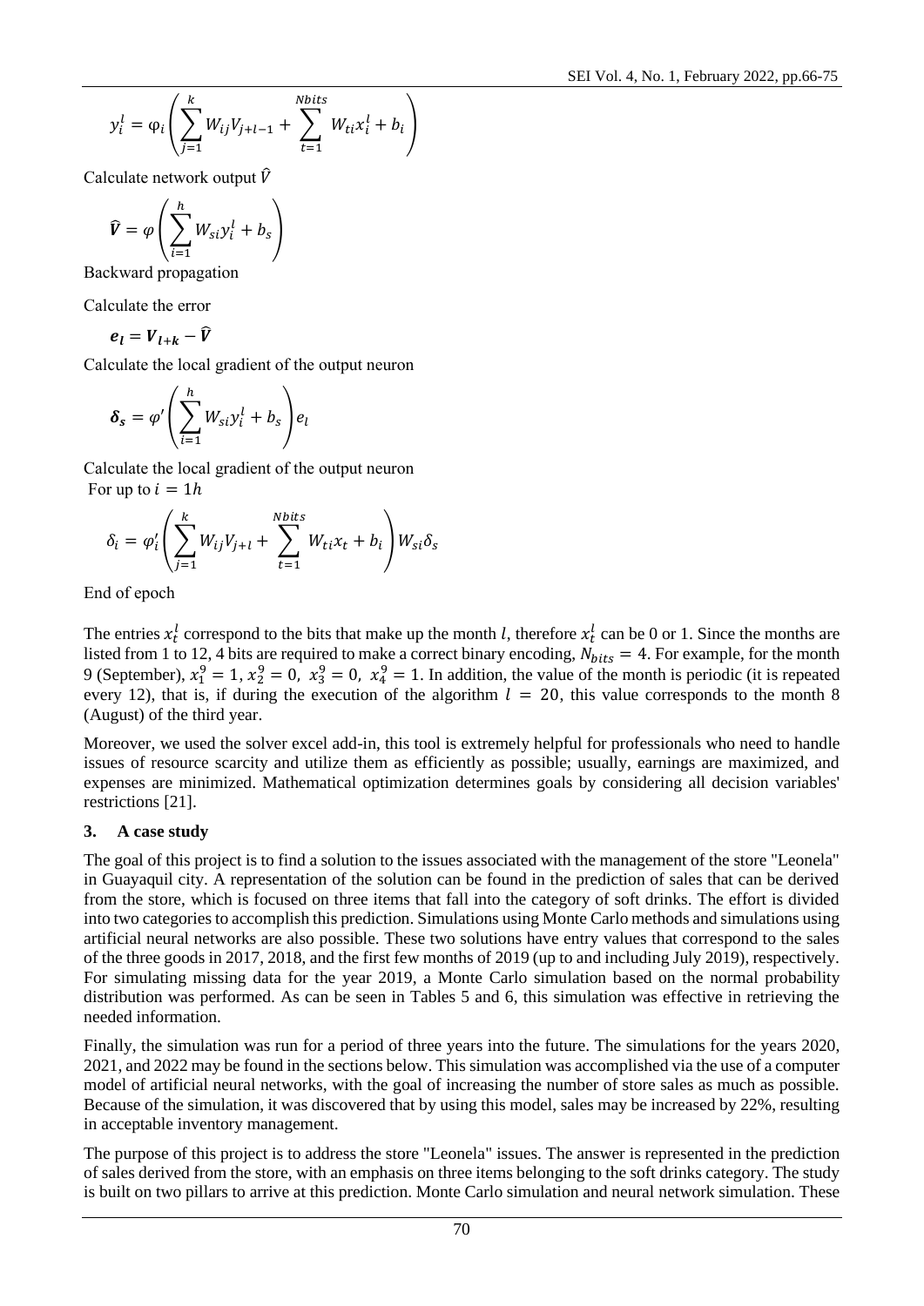$$y_i^l = \varphi_i\left(\sum_{j=1}^{k} W_{ij}V_{j+l-1} + \sum_{t=1}^{Nbits} W_{ti}x_i^l + b_i\right)$$

Calculate network output $\hat{V}$

$$\widehat{\boldsymbol{V}} = \varphi\left(\sum_{i=1}^{h} W_{si}y_i^l + b_s\right)$$

Backward propagation

Calculate the error

$$\boldsymbol{e_l} = \boldsymbol{V_{l+k}} - \widehat{\boldsymbol{V}}$$

Calculate the local gradient of the output neuron

$$\boldsymbol{\delta_s} = \varphi'\left(\sum_{i=1}^{h} W_{si}y_i^l + b_s\right)e_l$$

Calculate the local gradient of the output neuron

For up to $i = 1h$

$$\delta_i = \varphi_i'\left(\sum_{j=1}^{k} W_{ij}V_{j+l} + \sum_{t=1}^{Nbits} W_{ti}x_t + b_i\right)W_{si}\delta_s$$

End of epoch

The entries $x_t^l$ correspond to the bits that make up the month $l$, therefore $x_t^l$ can be 0 or 1. Since the months are listed from 1 to 12, 4 bits are required to make a correct binary encoding, $N_{bits} = 4$. For example, for the month 9 (September), $x_1^9 = 1$, $x_2^9 = 0$, $x_3^9 = 0$, $x_4^9 = 1$. In addition, the value of the month is periodic (it is repeated every 12), that is, if during the execution of the algorithm $l = 20$, this value corresponds to the month 8 (August) of the third year.

Moreover, we used the solver excel add-in, this tool is extremely helpful for professionals who need to handle issues of resource scarcity and utilize them as efficiently as possible; usually, earnings are maximized, and expenses are minimized. Mathematical optimization determines goals by considering all decision variables' restrictions [21].

## 3. A case study

The goal of this project is to find a solution to the issues associated with the management of the store "Leonela" in Guayaquil city. A representation of the solution can be found in the prediction of sales that can be derived from the store, which is focused on three items that fall into the category of soft drinks. The effort is divided into two categories to accomplish this prediction. Simulations using Monte Carlo methods and simulations using artificial neural networks are also possible. These two solutions have entry values that correspond to the sales of the three goods in 2017, 2018, and the first few months of 2019 (up to and including July 2019), respectively. For simulating missing data for the year 2019, a Monte Carlo simulation based on the normal probability distribution was performed. As can be seen in Tables 5 and 6, this simulation was effective in retrieving the needed information.

Finally, the simulation was run for a period of three years into the future. The simulations for the years 2020, 2021, and 2022 may be found in the sections below. This simulation was accomplished via the use of a computer model of artificial neural networks, with the goal of increasing the number of store sales as much as possible. Because of the simulation, it was discovered that by using this model, sales may be increased by 22%, resulting in acceptable inventory management.

The purpose of this project is to address the store "Leonela" issues. The answer is represented in the prediction of sales derived from the store, with an emphasis on three items belonging to the soft drinks category. The study is built on two pillars to arrive at this prediction. Monte Carlo simulation and neural network simulation. These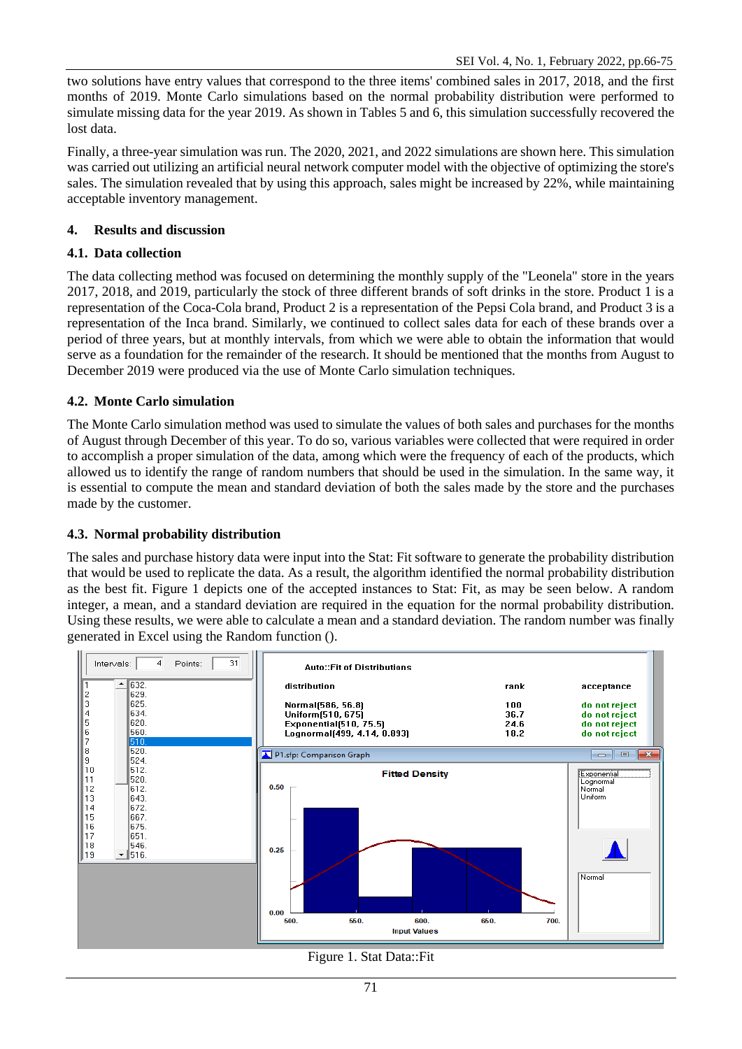two solutions have entry values that correspond to the three items' combined sales in 2017, 2018, and the first months of 2019. Monte Carlo simulations based on the normal probability distribution were performed to simulate missing data for the year 2019. As shown in Tables 5 and 6, this simulation successfully recovered the lost data.

Finally, a three-year simulation was run. The 2020, 2021, and 2022 simulations are shown here. This simulation was carried out utilizing an artificial neural network computer model with the objective of optimizing the store's sales. The simulation revealed that by using this approach, sales might be increased by 22%, while maintaining acceptable inventory management.

## 4. Results and discussion

### 4.1. Data collection

The data collecting method was focused on determining the monthly supply of the "Leonela" store in the years 2017, 2018, and 2019, particularly the stock of three different brands of soft drinks in the store. Product 1 is a representation of the Coca-Cola brand, Product 2 is a representation of the Pepsi Cola brand, and Product 3 is a representation of the Inca brand. Similarly, we continued to collect sales data for each of these brands over a period of three years, but at monthly intervals, from which we were able to obtain the information that would serve as a foundation for the remainder of the research. It should be mentioned that the months from August to December 2019 were produced via the use of Monte Carlo simulation techniques.

### 4.2. Monte Carlo simulation

The Monte Carlo simulation method was used to simulate the values of both sales and purchases for the months of August through December of this year. To do so, various variables were collected that were required in order to accomplish a proper simulation of the data, among which were the frequency of each of the products, which allowed us to identify the range of random numbers that should be used in the simulation. In the same way, it is essential to compute the mean and standard deviation of both the sales made by the store and the purchases made by the customer.

### 4.3. Normal probability distribution

The sales and purchase history data were input into the Stat: Fit software to generate the probability distribution that would be used to replicate the data. As a result, the algorithm identified the normal probability distribution as the best fit. Figure 1 depicts one of the accepted instances to Stat: Fit, as may be seen below. A random integer, a mean, and a standard deviation are required in the equation for the normal probability distribution. Using these results, we were able to calculate a mean and a standard deviation. The random number was finally generated in Excel using the Random function ().

Figure 1. Stat Data::Fit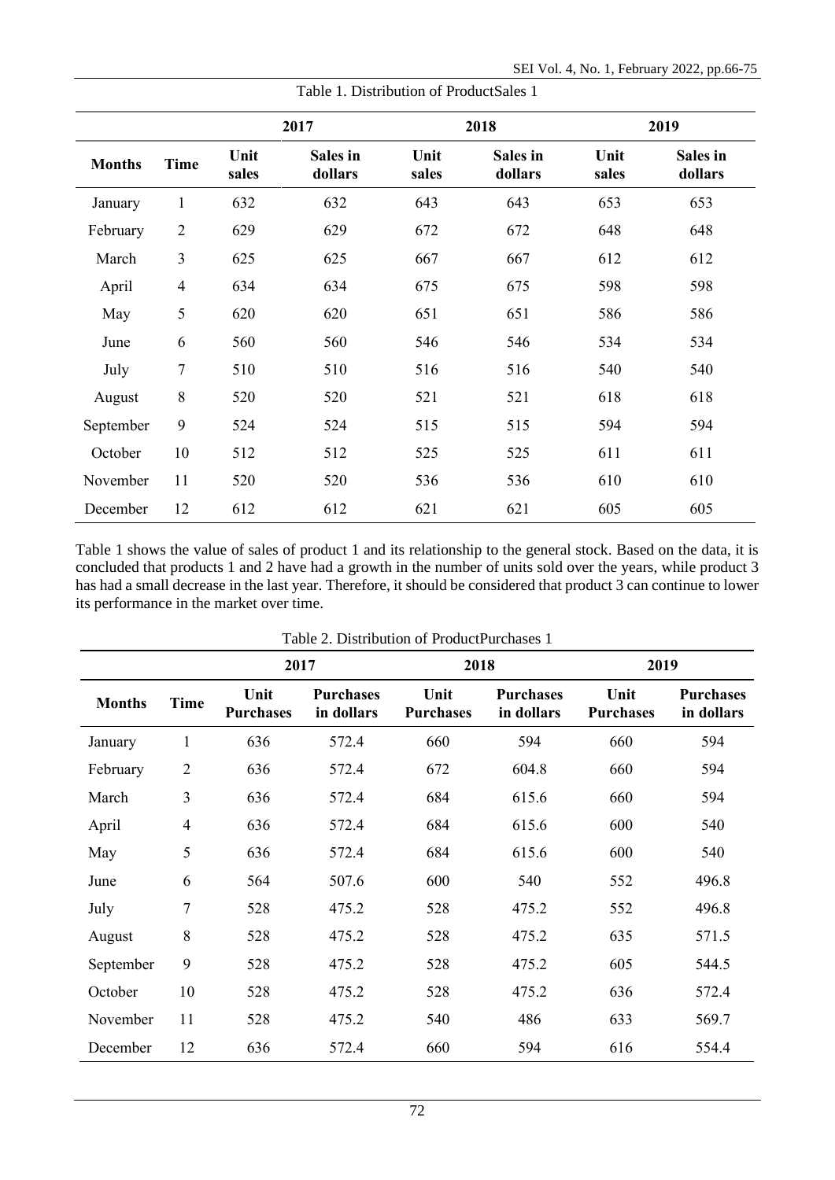Table 1. Distribution of ProductSales 1

| | | 2017 | | 2018 | | 2019 | |
|---|---|---|---|---|---|---|---|
| **Months** | **Time** | **Unit sales** | **Sales in dollars** | **Unit sales** | **Sales in dollars** | **Unit sales** | **Sales in dollars** |
| January | 1 | 632 | 632 | 643 | 643 | 653 | 653 |
| February | 2 | 629 | 629 | 672 | 672 | 648 | 648 |
| March | 3 | 625 | 625 | 667 | 667 | 612 | 612 |
| April | 4 | 634 | 634 | 675 | 675 | 598 | 598 |
| May | 5 | 620 | 620 | 651 | 651 | 586 | 586 |
| June | 6 | 560 | 560 | 546 | 546 | 534 | 534 |
| July | 7 | 510 | 510 | 516 | 516 | 540 | 540 |
| August | 8 | 520 | 520 | 521 | 521 | 618 | 618 |
| September | 9 | 524 | 524 | 515 | 515 | 594 | 594 |
| October | 10 | 512 | 512 | 525 | 525 | 611 | 611 |
| November | 11 | 520 | 520 | 536 | 536 | 610 | 610 |
| December | 12 | 612 | 612 | 621 | 621 | 605 | 605 |

Table 1 shows the value of sales of product 1 and its relationship to the general stock. Based on the data, it is concluded that products 1 and 2 have had a growth in the number of units sold over the years, while product 3 has had a small decrease in the last year. Therefore, it should be considered that product 3 can continue to lower its performance in the market over time.

Table 2. Distribution of ProductPurchases 1

| | | 2017 | | 2018 | | 2019 | |
|---|---|---|---|---|---|---|---|
| **Months** | **Time** | **Unit Purchases** | **Purchases in dollars** | **Unit Purchases** | **Purchases in dollars** | **Unit Purchases** | **Purchases in dollars** |
| January | 1 | 636 | 572.4 | 660 | 594 | 660 | 594 |
| February | 2 | 636 | 572.4 | 672 | 604.8 | 660 | 594 |
| March | 3 | 636 | 572.4 | 684 | 615.6 | 660 | 594 |
| April | 4 | 636 | 572.4 | 684 | 615.6 | 600 | 540 |
| May | 5 | 636 | 572.4 | 684 | 615.6 | 600 | 540 |
| June | 6 | 564 | 507.6 | 600 | 540 | 552 | 496.8 |
| July | 7 | 528 | 475.2 | 528 | 475.2 | 552 | 496.8 |
| August | 8 | 528 | 475.2 | 528 | 475.2 | 635 | 571.5 |
| September | 9 | 528 | 475.2 | 528 | 475.2 | 605 | 544.5 |
| October | 10 | 528 | 475.2 | 528 | 475.2 | 636 | 572.4 |
| November | 11 | 528 | 475.2 | 540 | 486 | 633 | 569.7 |
| December | 12 | 636 | 572.4 | 660 | 594 | 616 | 554.4 |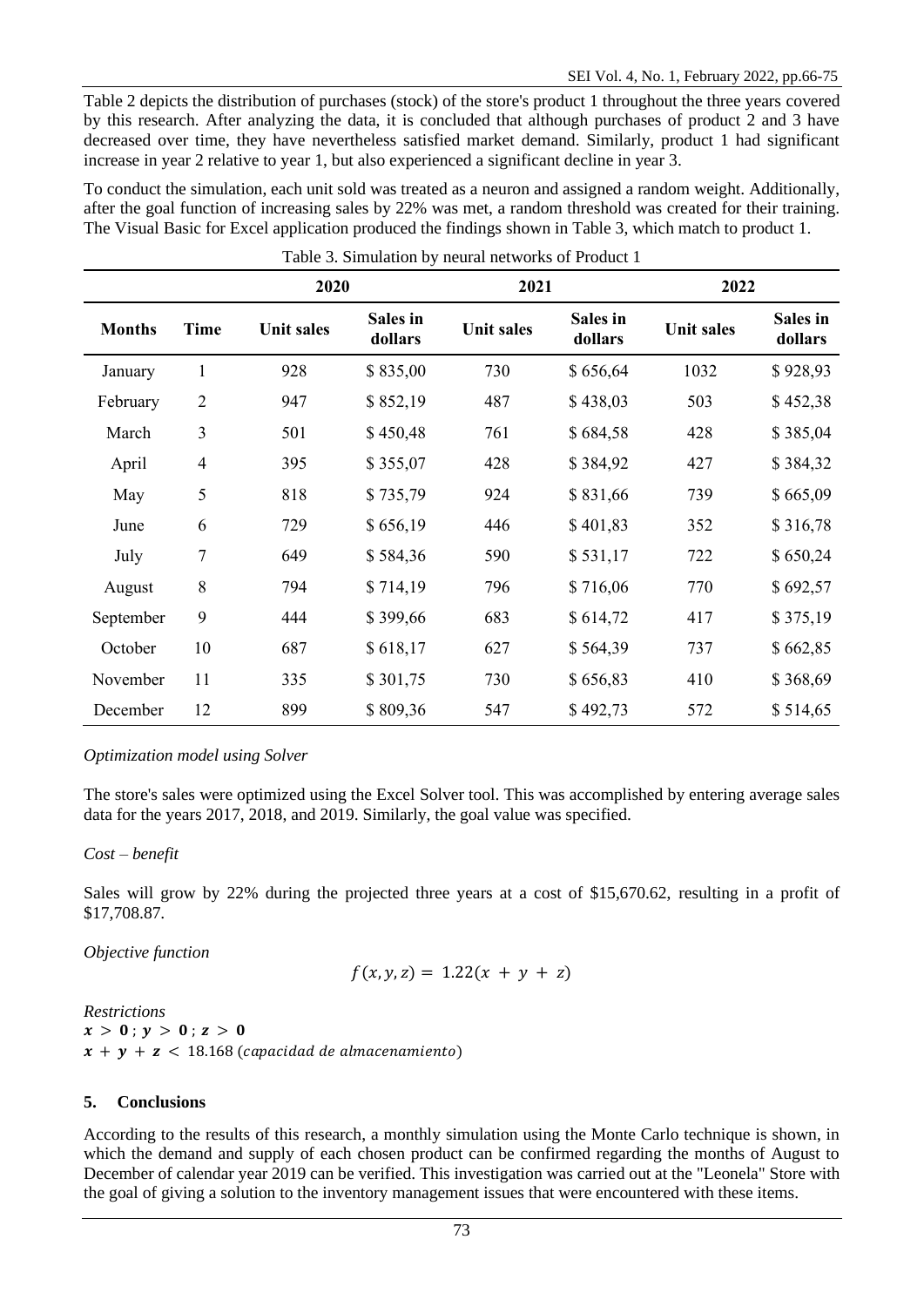Table 2 depicts the distribution of purchases (stock) of the store's product 1 throughout the three years covered by this research. After analyzing the data, it is concluded that although purchases of product 2 and 3 have decreased over time, they have nevertheless satisfied market demand. Similarly, product 1 had significant increase in year 2 relative to year 1, but also experienced a significant decline in year 3.

To conduct the simulation, each unit sold was treated as a neuron and assigned a random weight. Additionally, after the goal function of increasing sales by 22% was met, a random threshold was created for their training. The Visual Basic for Excel application produced the findings shown in Table 3, which match to product 1.

Table 3. Simulation by neural networks of Product 1

| | | 2020 | | 2021 | | 2022 | |
|---|---|---|---|---|---|---|---|
| **Months** | **Time** | **Unit sales** | **Sales in dollars** | **Unit sales** | **Sales in dollars** | **Unit sales** | **Sales in dollars** |
| January | 1 | 928 | $ 835,00 | 730 | $ 656,64 | 1032 | $ 928,93 |
| February | 2 | 947 | $ 852,19 | 487 | $ 438,03 | 503 | $ 452,38 |
| March | 3 | 501 | $ 450,48 | 761 | $ 684,58 | 428 | $ 385,04 |
| April | 4 | 395 | $ 355,07 | 428 | $ 384,92 | 427 | $ 384,32 |
| May | 5 | 818 | $ 735,79 | 924 | $ 831,66 | 739 | $ 665,09 |
| June | 6 | 729 | $ 656,19 | 446 | $ 401,83 | 352 | $ 316,78 |
| July | 7 | 649 | $ 584,36 | 590 | $ 531,17 | 722 | $ 650,24 |
| August | 8 | 794 | $ 714,19 | 796 | $ 716,06 | 770 | $ 692,57 |
| September | 9 | 444 | $ 399,66 | 683 | $ 614,72 | 417 | $ 375,19 |
| October | 10 | 687 | $ 618,17 | 627 | $ 564,39 | 737 | $ 662,85 |
| November | 11 | 335 | $ 301,75 | 730 | $ 656,83 | 410 | $ 368,69 |
| December | 12 | 899 | $ 809,36 | 547 | $ 492,73 | 572 | $ 514,65 |

*Optimization model using Solver*

The store's sales were optimized using the Excel Solver tool. This was accomplished by entering average sales data for the years 2017, 2018, and 2019. Similarly, the goal value was specified.

*Cost – benefit*

Sales will grow by 22% during the projected three years at a cost of $15,670.62, resulting in a profit of $17,708.87.

*Objective function*

$$f(x, y, z) = 1.22(x + y + z)$$

*Restrictions*

$\boldsymbol{x > 0}$ ; $\boldsymbol{y > 0}$ ; $\boldsymbol{z > 0}$

$\boldsymbol{x + y + z <}$ 18.168 $(capacidad\ de\ almacenamiento)$

## 5. Conclusions

According to the results of this research, a monthly simulation using the Monte Carlo technique is shown, in which the demand and supply of each chosen product can be confirmed regarding the months of August to December of calendar year 2019 can be verified. This investigation was carried out at the "Leonela" Store with the goal of giving a solution to the inventory management issues that were encountered with these items.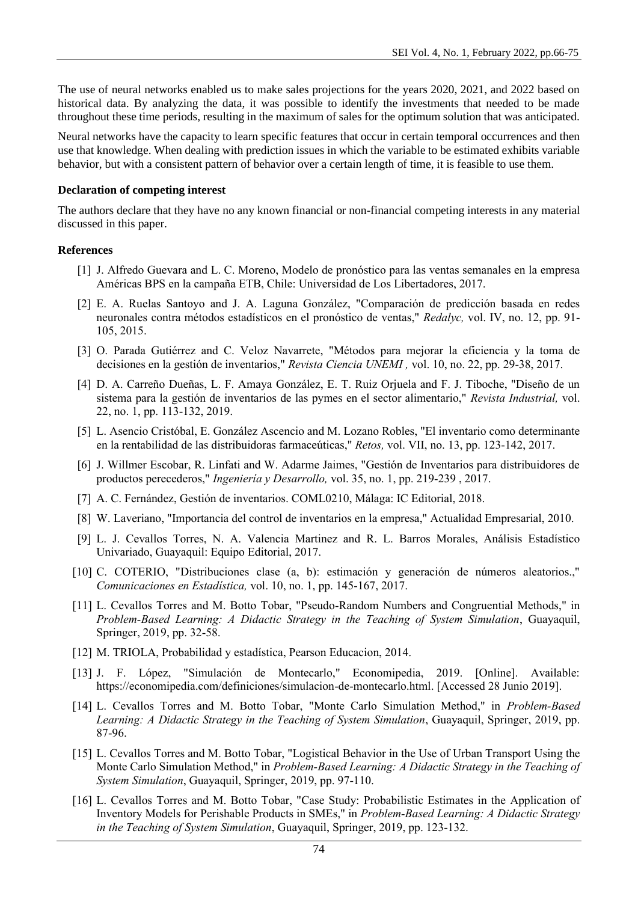The use of neural networks enabled us to make sales projections for the years 2020, 2021, and 2022 based on historical data. By analyzing the data, it was possible to identify the investments that needed to be made throughout these time periods, resulting in the maximum of sales for the optimum solution that was anticipated.

Neural networks have the capacity to learn specific features that occur in certain temporal occurrences and then use that knowledge. When dealing with prediction issues in which the variable to be estimated exhibits variable behavior, but with a consistent pattern of behavior over a certain length of time, it is feasible to use them.

**Declaration of competing interest**

The authors declare that they have no any known financial or non-financial competing interests in any material discussed in this paper.

**References**

[1] J. Alfredo Guevara and L. C. Moreno, Modelo de pronóstico para las ventas semanales en la empresa Américas BPS en la campaña ETB, Chile: Universidad de Los Libertadores, 2017.

[2] E. A. Ruelas Santoyo and J. A. Laguna González, "Comparación de predicción basada en redes neuronales contra métodos estadísticos en el pronóstico de ventas," *Redalyc,* vol. IV, no. 12, pp. 91-105, 2015.

[3] O. Parada Gutiérrez and C. Veloz Navarrete, "Métodos para mejorar la eficiencia y la toma de decisiones en la gestión de inventarios," *Revista Ciencia UNEMI ,* vol. 10, no. 22, pp. 29-38, 2017.

[4] D. A. Carreño Dueñas, L. F. Amaya González, E. T. Ruiz Orjuela and F. J. Tiboche, "Diseño de un sistema para la gestión de inventarios de las pymes en el sector alimentario," *Revista Industrial,* vol. 22, no. 1, pp. 113-132, 2019.

[5] L. Asencio Cristóbal, E. González Ascencio and M. Lozano Robles, "El inventario como determinante en la rentabilidad de las distribuidoras farmaceúticas," *Retos,* vol. VII, no. 13, pp. 123-142, 2017.

[6] J. Willmer Escobar, R. Linfati and W. Adarme Jaimes, "Gestión de Inventarios para distribuidores de productos perecederos," *Ingeniería y Desarrollo,* vol. 35, no. 1, pp. 219-239 , 2017.

[7] A. C. Fernández, Gestión de inventarios. COML0210, Málaga: IC Editorial, 2018.

[8] W. Laveriano, "Importancia del control de inventarios en la empresa," Actualidad Empresarial, 2010.

[9] L. J. Cevallos Torres, N. A. Valencia Martinez and R. L. Barros Morales, Análisis Estadístico Univariado, Guayaquil: Equipo Editorial, 2017.

[10] C. COTERIO, "Distribuciones clase (a, b): estimación y generación de números aleatorios.," *Comunicaciones en Estadística,* vol. 10, no. 1, pp. 145-167, 2017.

[11] L. Cevallos Torres and M. Botto Tobar, "Pseudo-Random Numbers and Congruential Methods," in *Problem-Based Learning: A Didactic Strategy in the Teaching of System Simulation*, Guayaquil, Springer, 2019, pp. 32-58.

[12] M. TRIOLA, Probabilidad y estadística, Pearson Educacion, 2014.

[13] J. F. López, "Simulación de Montecarlo," Economipedia, 2019. [Online]. Available: https://economipedia.com/definiciones/simulacion-de-montecarlo.html. [Accessed 28 Junio 2019].

[14] L. Cevallos Torres and M. Botto Tobar, "Monte Carlo Simulation Method," in *Problem-Based Learning: A Didactic Strategy in the Teaching of System Simulation*, Guayaquil, Springer, 2019, pp. 87-96.

[15] L. Cevallos Torres and M. Botto Tobar, "Logistical Behavior in the Use of Urban Transport Using the Monte Carlo Simulation Method," in *Problem-Based Learning: A Didactic Strategy in the Teaching of System Simulation*, Guayaquil, Springer, 2019, pp. 97-110.

[16] L. Cevallos Torres and M. Botto Tobar, "Case Study: Probabilistic Estimates in the Application of Inventory Models for Perishable Products in SMEs," in *Problem-Based Learning: A Didactic Strategy in the Teaching of System Simulation*, Guayaquil, Springer, 2019, pp. 123-132.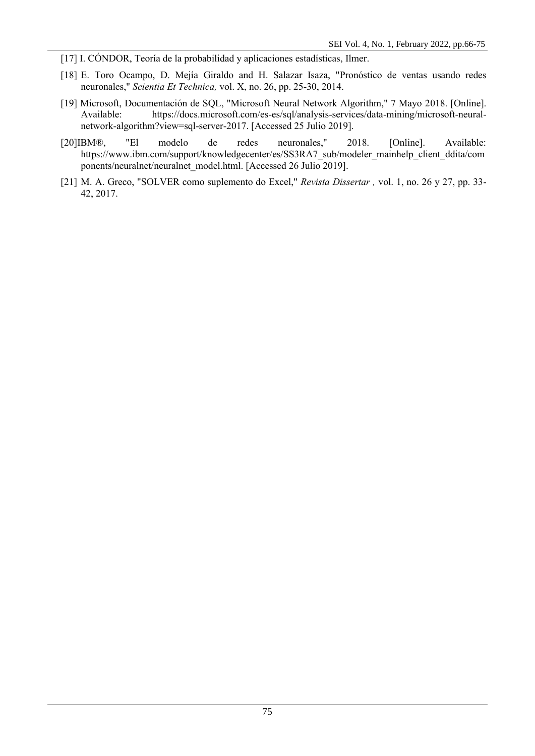[17] I. CÓNDOR, Teoría de la probabilidad y aplicaciones estadísticas, Ilmer.

[18] E. Toro Ocampo, D. Mejía Giraldo and H. Salazar Isaza, "Pronóstico de ventas usando redes neuronales," *Scientia Et Technica,* vol. X, no. 26, pp. 25-30, 2014.

[19] Microsoft, Documentación de SQL, "Microsoft Neural Network Algorithm," 7 Mayo 2018. [Online]. Available: https://docs.microsoft.com/es-es/sql/analysis-services/data-mining/microsoft-neural-network-algorithm?view=sql-server-2017. [Accessed 25 Julio 2019].

[20] IBM®, "El modelo de redes neuronales," 2018. [Online]. Available: https://www.ibm.com/support/knowledgecenter/es/SS3RA7_sub/modeler_mainhelp_client_ddita/components/neuralnet/neuralnet_model.html. [Accessed 26 Julio 2019].

[21] M. A. Greco, "SOLVER como suplemento do Excel," *Revista Dissertar ,* vol. 1, no. 26 y 27, pp. 33-42, 2017.